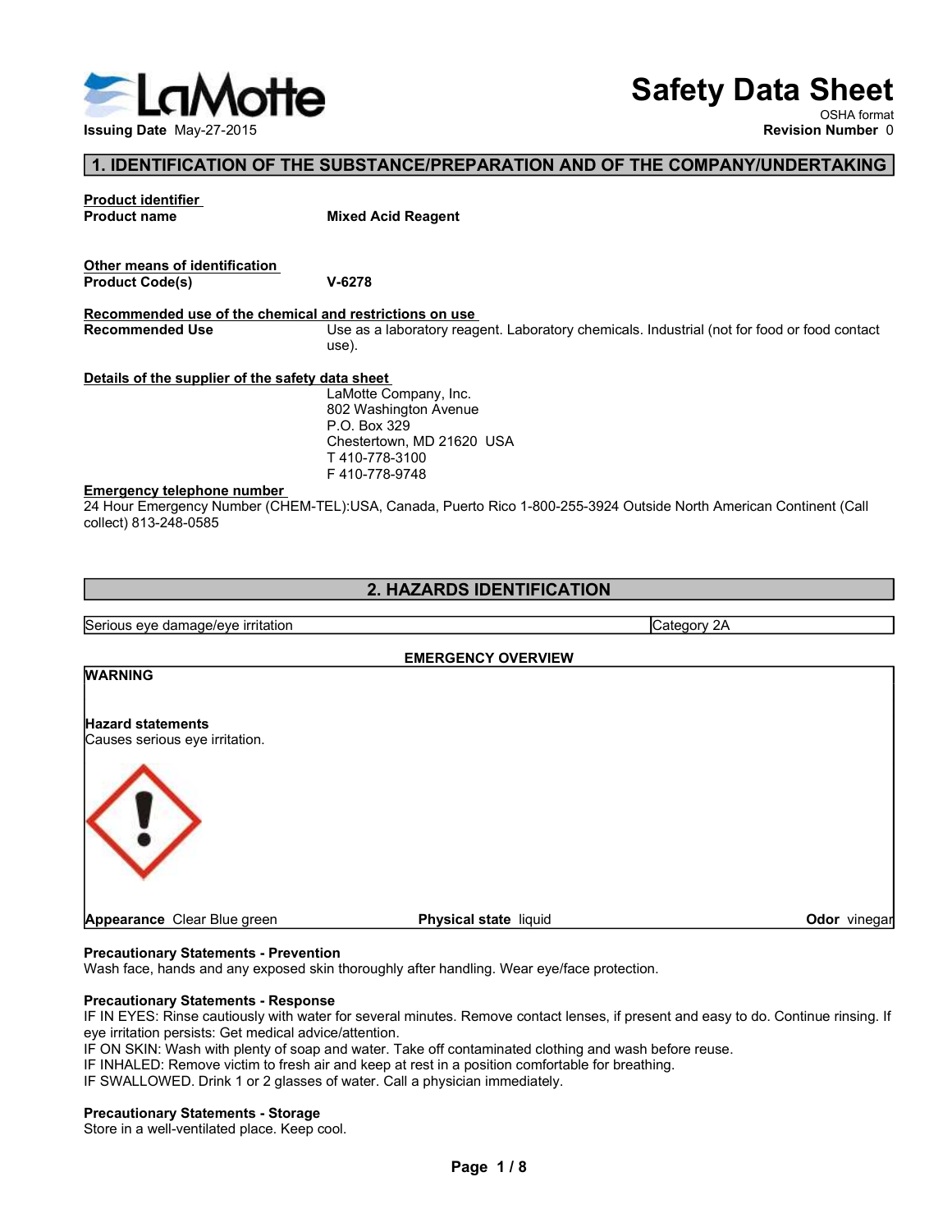# Safety Data Sheet

OSHA format

**Issuing Date** May-27-2015 **Revision Number** 0

## 1. IDENTIFICATION OF THE SUBSTANCE/PREPARATION AND OF THE COMPANY/UNDERTAKING

**Product identifier**

**Product name** **Mixed Acid Reagent**

**Other means of identification**

**Product Code(s)** **V-6278**

**Recommended use of the chemical and restrictions on use**

**Recommended Use** Use as a laboratory reagent. Laboratory chemicals. Industrial (not for food or food contact use).

**Details of the supplier of the safety data sheet**

LaMotte Company, Inc.
802 Washington Avenue
P.O. Box 329
Chestertown, MD 21620 USA
T 410-778-3100
F 410-778-9748

**Emergency telephone number**

24 Hour Emergency Number (CHEM-TEL):USA, Canada, Puerto Rico 1-800-255-3924 Outside North American Continent (Call collect) 813-248-0585

## 2. HAZARDS IDENTIFICATION

| | |
|---|---|
| Serious eye damage/eye irritation | Category 2A |

**EMERGENCY OVERVIEW**

**WARNING**

**Hazard statements**

Causes serious eye irritation.

**Appearance** Clear Blue green **Physical state** liquid **Odor** vinegar

**Precautionary Statements - Prevention**

Wash face, hands and any exposed skin thoroughly after handling. Wear eye/face protection.

**Precautionary Statements - Response**

IF IN EYES: Rinse cautiously with water for several minutes. Remove contact lenses, if present and easy to do. Continue rinsing. If eye irritation persists: Get medical advice/attention.
IF ON SKIN: Wash with plenty of soap and water. Take off contaminated clothing and wash before reuse.
IF INHALED: Remove victim to fresh air and keep at rest in a position comfortable for breathing.
IF SWALLOWED. Drink 1 or 2 glasses of water. Call a physician immediately.

**Precautionary Statements - Storage**

Store in a well-ventilated place. Keep cool.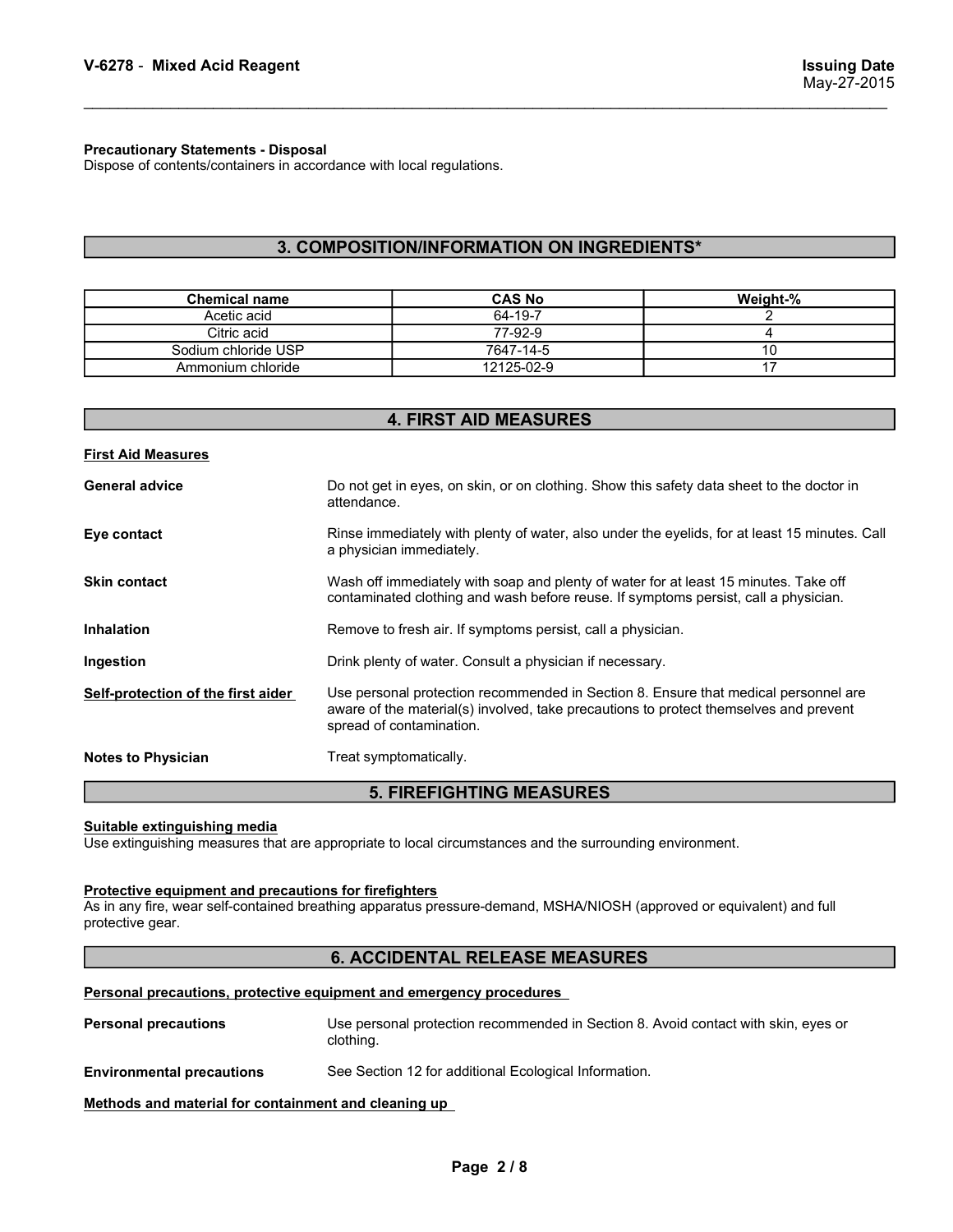**Precautionary Statements - Disposal**
Dispose of contents/containers in accordance with local regulations.

## 3. COMPOSITION/INFORMATION ON INGREDIENTS*

| Chemical name | CAS No | Weight-% |
|---|---|---|
| Acetic acid | 64-19-7 | 2 |
| Citric acid | 77-92-9 | 4 |
| Sodium chloride USP | 7647-14-5 | 10 |
| Ammonium chloride | 12125-02-9 | 17 |

## 4. FIRST AID MEASURES

**First Aid Measures**

**General advice** — Do not get in eyes, on skin, or on clothing. Show this safety data sheet to the doctor in attendance.

**Eye contact** — Rinse immediately with plenty of water, also under the eyelids, for at least 15 minutes. Call a physician immediately.

**Skin contact** — Wash off immediately with soap and plenty of water for at least 15 minutes. Take off contaminated clothing and wash before reuse. If symptoms persist, call a physician.

**Inhalation** — Remove to fresh air. If symptoms persist, call a physician.

**Ingestion** — Drink plenty of water. Consult a physician if necessary.

**Self-protection of the first aider** — Use personal protection recommended in Section 8. Ensure that medical personnel are aware of the material(s) involved, take precautions to protect themselves and prevent spread of contamination.

**Notes to Physician** — Treat symptomatically.

## 5. FIREFIGHTING MEASURES

**Suitable extinguishing media**
Use extinguishing measures that are appropriate to local circumstances and the surrounding environment.

**Protective equipment and precautions for firefighters**
As in any fire, wear self-contained breathing apparatus pressure-demand, MSHA/NIOSH (approved or equivalent) and full protective gear.

## 6. ACCIDENTAL RELEASE MEASURES

**Personal precautions, protective equipment and emergency procedures**

**Personal precautions** — Use personal protection recommended in Section 8. Avoid contact with skin, eyes or clothing.

**Environmental precautions** — See Section 12 for additional Ecological Information.

**Methods and material for containment and cleaning up**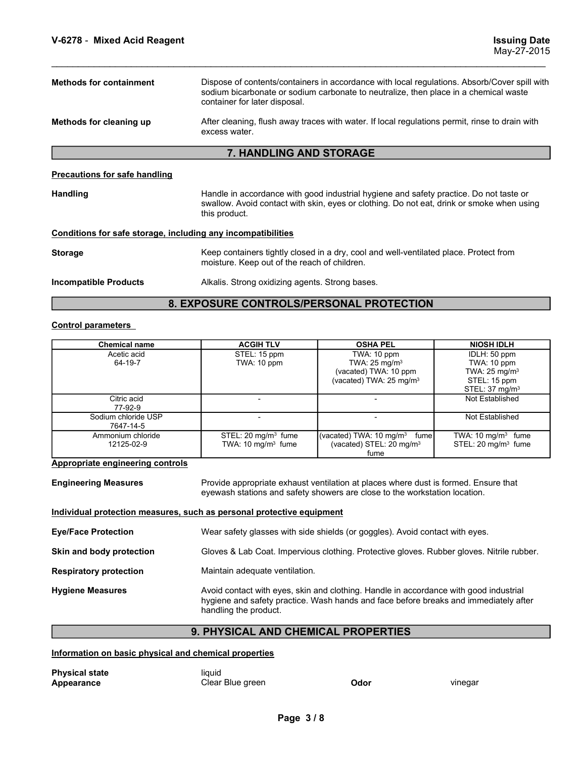**Methods for containment** Dispose of contents/containers in accordance with local regulations. Absorb/Cover spill with sodium bicarbonate or sodium carbonate to neutralize, then place in a chemical waste container for later disposal.

**Methods for cleaning up** After cleaning, flush away traces with water. If local regulations permit, rinse to drain with excess water.

## 7. HANDLING AND STORAGE

**Precautions for safe handling**

**Handling** Handle in accordance with good industrial hygiene and safety practice. Do not taste or swallow. Avoid contact with skin, eyes or clothing. Do not eat, drink or smoke when using this product.

**Conditions for safe storage, including any incompatibilities**

**Storage** Keep containers tightly closed in a dry, cool and well-ventilated place. Protect from moisture. Keep out of the reach of children.

**Incompatible Products** Alkalis. Strong oxidizing agents. Strong bases.

## 8. EXPOSURE CONTROLS/PERSONAL PROTECTION

**Control parameters**

| Chemical name | ACGIH TLV | OSHA PEL | NIOSH IDLH |
|---|---|---|---|
| Acetic acid<br>64-19-7 | STEL: 15 ppm<br>TWA: 10 ppm | TWA: 10 ppm<br>TWA: 25 mg/m$^3$<br>(vacated) TWA: 10 ppm<br>(vacated) TWA: 25 mg/m$^3$ | IDLH: 50 ppm<br>TWA: 10 ppm<br>TWA: 25 mg/m$^3$<br>STEL: 15 ppm<br>STEL: 37 mg/m$^3$ |
| Citric acid<br>77-92-9 | - | - | Not Established |
| Sodium chloride USP<br>7647-14-5 | - | - | Not Established |
| Ammonium chloride<br>12125-02-9 | STEL: 20 mg/m$^3$ fume<br>TWA: 10 mg/m$^3$ fume | (vacated) TWA: 10 mg/m$^3$ fume<br>(vacated) STEL: 20 mg/m$^3$ fume | TWA: 10 mg/m$^3$ fume<br>STEL: 20 mg/m$^3$ fume |

**Appropriate engineering controls**

**Engineering Measures** Provide appropriate exhaust ventilation at places where dust is formed. Ensure that eyewash stations and safety showers are close to the workstation location.

**Individual protection measures, such as personal protective equipment**

**Eye/Face Protection** Wear safety glasses with side shields (or goggles). Avoid contact with eyes.

**Skin and body protection** Gloves & Lab Coat. Impervious clothing. Protective gloves. Rubber gloves. Nitrile rubber.

**Respiratory protection** Maintain adequate ventilation.

**Hygiene Measures** Avoid contact with eyes, skin and clothing. Handle in accordance with good industrial hygiene and safety practice. Wash hands and face before breaks and immediately after handling the product.

## 9. PHYSICAL AND CHEMICAL PROPERTIES

**Information on basic physical and chemical properties**

**Physical state** liquid
**Appearance** Clear Blue green **Odor** vinegar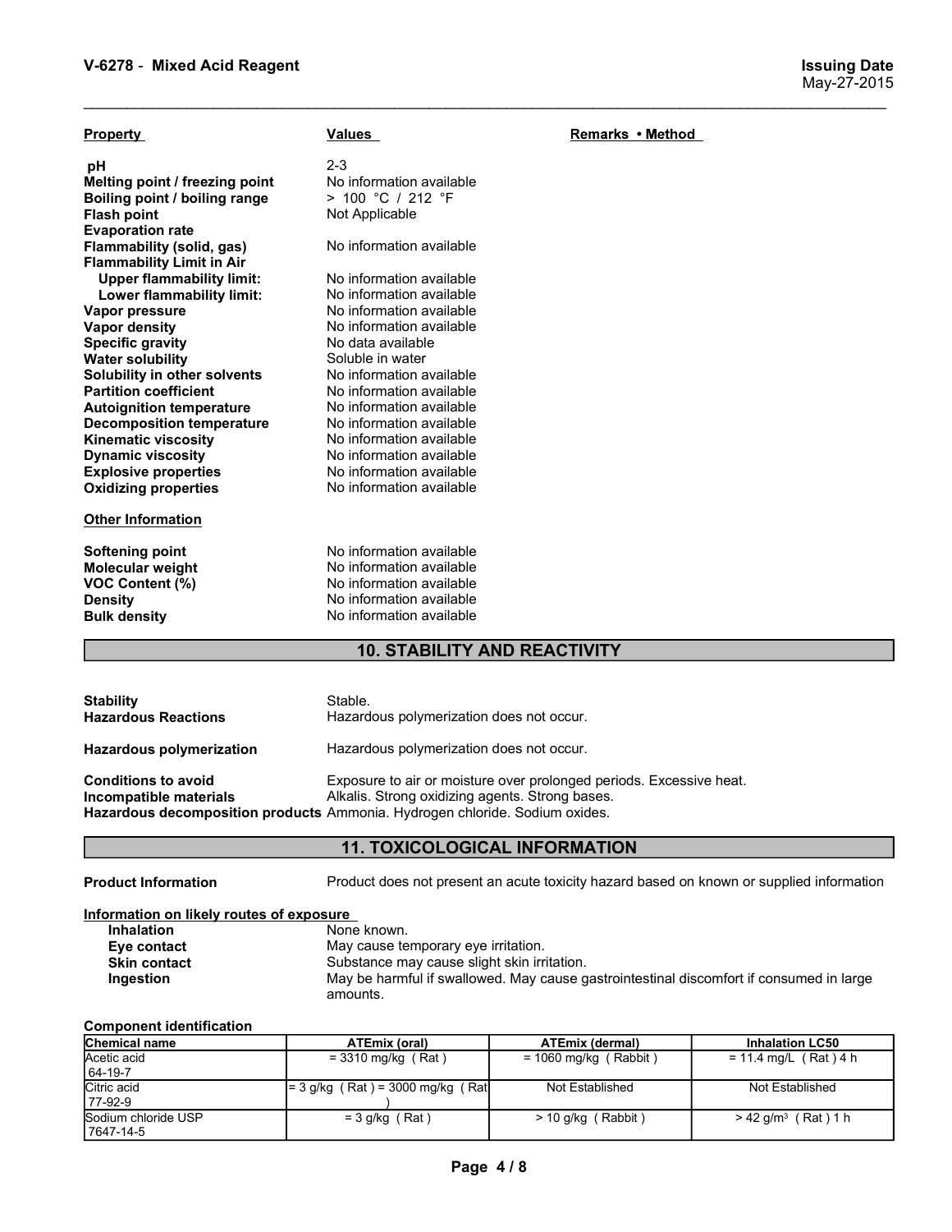| Property | Values | Remarks • Method |
|---|---|---|
| **pH** | 2-3 | |
| **Melting point / freezing point** | No information available | |
| **Boiling point / boiling range** | > 100 °C / 212 °F | |
| **Flash point** | Not Applicable | |
| **Evaporation rate** | | |
| **Flammability (solid, gas)** | No information available | |
| **Flammability Limit in Air** | | |
| **Upper flammability limit:** | No information available | |
| **Lower flammability limit:** | No information available | |
| **Vapor pressure** | No information available | |
| **Vapor density** | No information available | |
| **Specific gravity** | No data available | |
| **Water solubility** | Soluble in water | |
| **Solubility in other solvents** | No information available | |
| **Partition coefficient** | No information available | |
| **Autoignition temperature** | No information available | |
| **Decomposition temperature** | No information available | |
| **Kinematic viscosity** | No information available | |
| **Dynamic viscosity** | No information available | |
| **Explosive properties** | No information available | |
| **Oxidizing properties** | No information available | |

**Other Information**

| | |
|---|---|
| **Softening point** | No information available |
| **Molecular weight** | No information available |
| **VOC Content (%)** | No information available |
| **Density** | No information available |
| **Bulk density** | No information available |

## 10. STABILITY AND REACTIVITY

| | |
|---|---|
| **Stability** | Stable. |
| **Hazardous Reactions** | Hazardous polymerization does not occur. |
| **Hazardous polymerization** | Hazardous polymerization does not occur. |
| **Conditions to avoid** | Exposure to air or moisture over prolonged periods. Excessive heat. |
| **Incompatible materials** | Alkalis. Strong oxidizing agents. Strong bases. |
| **Hazardous decomposition products** | Ammonia. Hydrogen chloride. Sodium oxides. |

## 11. TOXICOLOGICAL INFORMATION

**Product Information** Product does not present an acute toxicity hazard based on known or supplied information

**Information on likely routes of exposure**

| | |
|---|---|
| **Inhalation** | None known. |
| **Eye contact** | May cause temporary eye irritation. |
| **Skin contact** | Substance may cause slight skin irritation. |
| **Ingestion** | May be harmful if swallowed. May cause gastrointestinal discomfort if consumed in large amounts. |

**Component identification**

| Chemical name | ATEmix (oral) | ATEmix (dermal) | Inhalation LC50 |
|---|---|---|---|
| Acetic acid 64-19-7 | = 3310 mg/kg ( Rat ) | = 1060 mg/kg ( Rabbit ) | = 11.4 mg/L ( Rat ) 4 h |
| Citric acid 77-92-9 | = 3 g/kg ( Rat ) = 3000 mg/kg ( Rat ) | Not Established | Not Established |
| Sodium chloride USP 7647-14-5 | = 3 g/kg ( Rat ) | > 10 g/kg ( Rabbit ) | > 42 g/m³ ( Rat ) 1 h |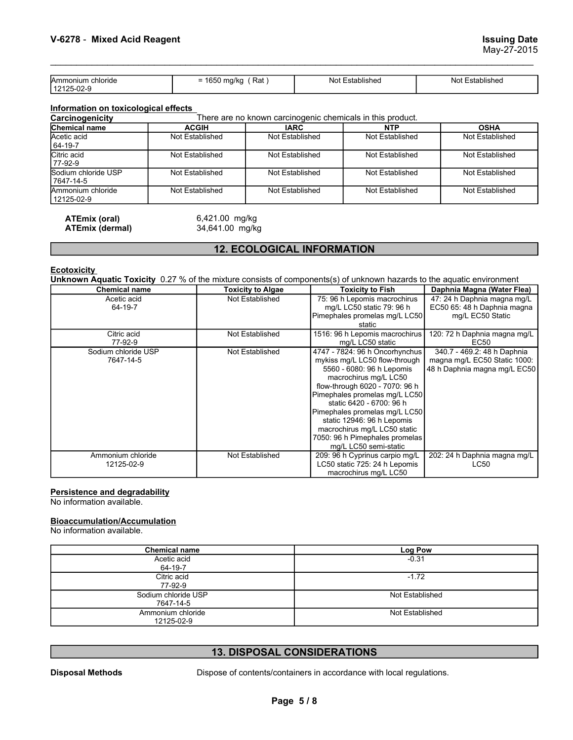| | | | |
|---|---|---|---|
| Ammonium chloride 12125-02-9 | = 1650 mg/kg ( Rat ) | Not Established | Not Established |

**Information on toxicological effects**

**Carcinogenicity** There are no known carcinogenic chemicals in this product.

| Chemical name | ACGIH | IARC | NTP | OSHA |
|---|---|---|---|---|
| Acetic acid 64-19-7 | Not Established | Not Established | Not Established | Not Established |
| Citric acid 77-92-9 | Not Established | Not Established | Not Established | Not Established |
| Sodium chloride USP 7647-14-5 | Not Established | Not Established | Not Established | Not Established |
| Ammonium chloride 12125-02-9 | Not Established | Not Established | Not Established | Not Established |

**ATEmix (oral)** 6,421.00 mg/kg
**ATEmix (dermal)** 34,641.00 mg/kg

## 12. ECOLOGICAL INFORMATION

**Ecotoxicity**

**Unknown Aquatic Toxicity** 0.27 % of the mixture consists of components(s) of unknown hazards to the aquatic environment

| Chemical name | Toxicity to Algae | Toxicity to Fish | Daphnia Magna (Water Flea) |
|---|---|---|---|
| Acetic acid 64-19-7 | Not Established | 75: 96 h Lepomis macrochirus mg/L LC50 static 79: 96 h Pimephales promelas mg/L LC50 static | 47: 24 h Daphnia magna mg/L EC50 65: 48 h Daphnia magna mg/L EC50 Static |
| Citric acid 77-92-9 | Not Established | 1516: 96 h Lepomis macrochirus mg/L LC50 static | 120: 72 h Daphnia magna mg/L EC50 |
| Sodium chloride USP 7647-14-5 | Not Established | 4747 - 7824: 96 h Oncorhynchus mykiss mg/L LC50 flow-through 5560 - 6080: 96 h Lepomis macrochirus mg/L LC50 flow-through 6020 - 7070: 96 h Pimephales promelas mg/L LC50 static 6420 - 6700: 96 h Pimephales promelas mg/L LC50 static 12946: 96 h Lepomis macrochirus mg/L LC50 static 7050: 96 h Pimephales promelas mg/L LC50 semi-static | 340.7 - 469.2: 48 h Daphnia magna mg/L EC50 Static 1000: 48 h Daphnia magna mg/L EC50 |
| Ammonium chloride 12125-02-9 | Not Established | 209: 96 h Cyprinus carpio mg/L LC50 static 725: 24 h Lepomis macrochirus mg/L LC50 | 202: 24 h Daphnia magna mg/L LC50 |

**Persistence and degradability**
No information available.

**Bioaccumulation/Accumulation**
No information available.

| Chemical name | Log Pow |
|---|---|
| Acetic acid 64-19-7 | -0.31 |
| Citric acid 77-92-9 | -1.72 |
| Sodium chloride USP 7647-14-5 | Not Established |
| Ammonium chloride 12125-02-9 | Not Established |

## 13. DISPOSAL CONSIDERATIONS

**Disposal Methods** Dispose of contents/containers in accordance with local regulations.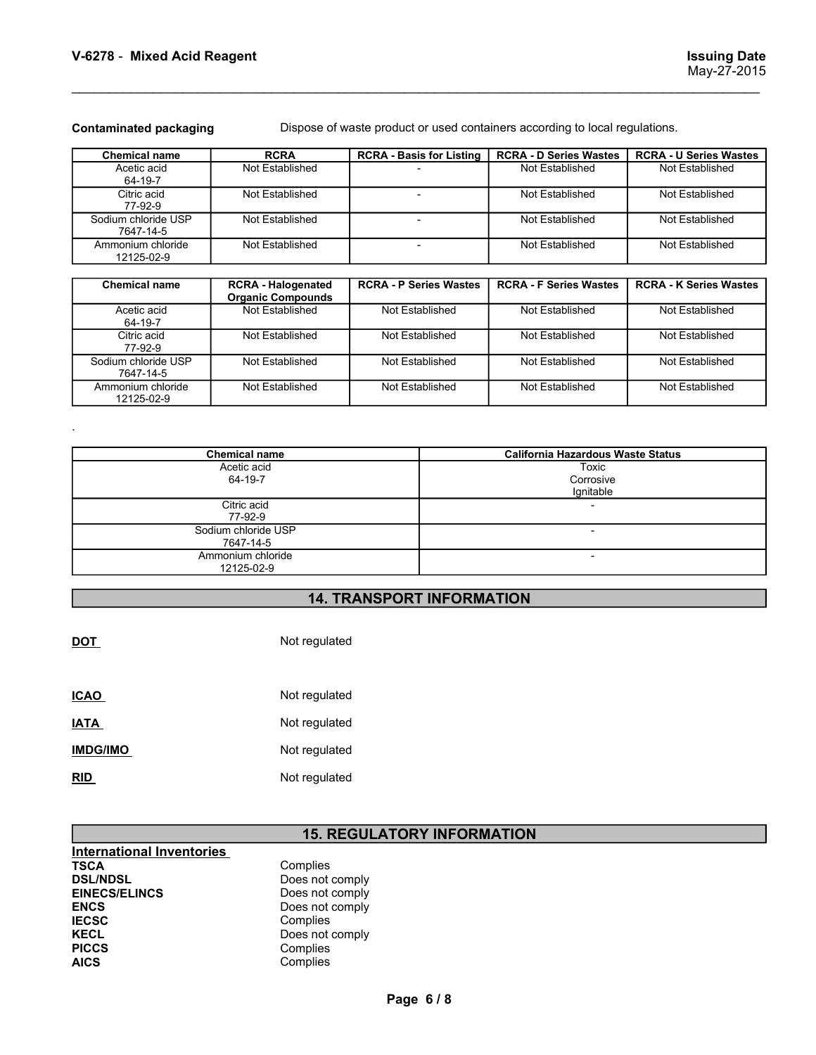**Contaminated packaging** Dispose of waste product or used containers according to local regulations.

| Chemical name | RCRA | RCRA - Basis for Listing | RCRA - D Series Wastes | RCRA - U Series Wastes |
|---|---|---|---|---|
| Acetic acid 64-19-7 | Not Established | - | Not Established | Not Established |
| Citric acid 77-92-9 | Not Established | - | Not Established | Not Established |
| Sodium chloride USP 7647-14-5 | Not Established | - | Not Established | Not Established |
| Ammonium chloride 12125-02-9 | Not Established | - | Not Established | Not Established |

| Chemical name | RCRA - Halogenated Organic Compounds | RCRA - P Series Wastes | RCRA - F Series Wastes | RCRA - K Series Wastes |
|---|---|---|---|---|
| Acetic acid 64-19-7 | Not Established | Not Established | Not Established | Not Established |
| Citric acid 77-92-9 | Not Established | Not Established | Not Established | Not Established |
| Sodium chloride USP 7647-14-5 | Not Established | Not Established | Not Established | Not Established |
| Ammonium chloride 12125-02-9 | Not Established | Not Established | Not Established | Not Established |

.

| Chemical name | California Hazardous Waste Status |
|---|---|
| Acetic acid 64-19-7 | Toxic Corrosive Ignitable |
| Citric acid 77-92-9 | - |
| Sodium chloride USP 7647-14-5 | - |
| Ammonium chloride 12125-02-9 | - |

## 14. TRANSPORT INFORMATION

**DOT** Not regulated

**ICAO** Not regulated

**IATA** Not regulated

**IMDG/IMO** Not regulated

**RID** Not regulated

## 15. REGULATORY INFORMATION

**International Inventories**

**TSCA** Complies
**DSL/NDSL** Does not comply
**EINECS/ELINCS** Does not comply
**ENCS** Does not comply
**IECSC** Complies
**KECL** Does not comply
**PICCS** Complies
**AICS** Complies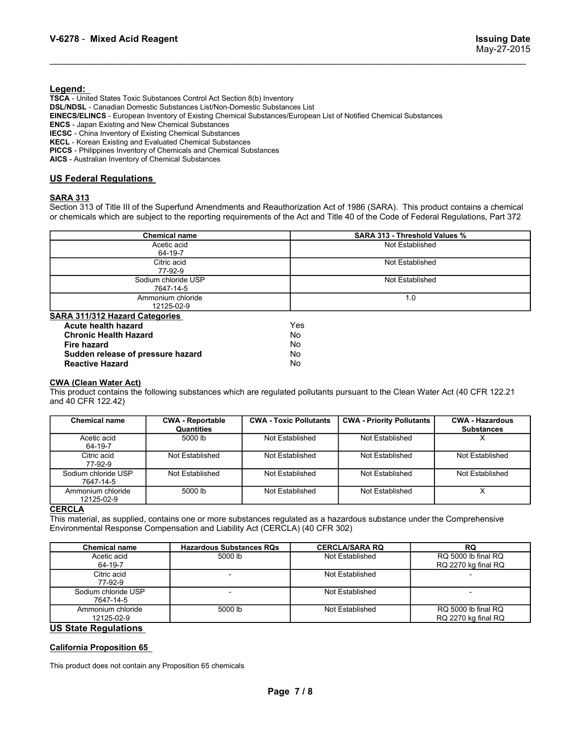**Legend:**
**TSCA** - United States Toxic Substances Control Act Section 8(b) Inventory
**DSL/NDSL** - Canadian Domestic Substances List/Non-Domestic Substances List
**EINECS/ELINCS** - European Inventory of Existing Chemical Substances/European List of Notified Chemical Substances
**ENCS** - Japan Existing and New Chemical Substances
**IECSC** - China Inventory of Existing Chemical Substances
**KECL** - Korean Existing and Evaluated Chemical Substances
**PICCS** - Philippines Inventory of Chemicals and Chemical Substances
**AICS** - Australian Inventory of Chemical Substances

## US Federal Regulations

### SARA 313

Section 313 of Title III of the Superfund Amendments and Reauthorization Act of 1986 (SARA). This product contains a chemical or chemicals which are subject to the reporting requirements of the Act and Title 40 of the Code of Federal Regulations, Part 372

| Chemical name | SARA 313 - Threshold Values % |
|---|---|
| Acetic acid<br>64-19-7 | Not Established |
| Citric acid<br>77-92-9 | Not Established |
| Sodium chloride USP<br>7647-14-5 | Not Established |
| Ammonium chloride<br>12125-02-9 | 1.0 |

### SARA 311/312 Hazard Categories

| | |
|---|---|
| **Acute health hazard** | Yes |
| **Chronic Health Hazard** | No |
| **Fire hazard** | No |
| **Sudden release of pressure hazard** | No |
| **Reactive Hazard** | No |

### CWA (Clean Water Act)

This product contains the following substances which are regulated pollutants pursuant to the Clean Water Act (40 CFR 122.21 and 40 CFR 122.42)

| Chemical name | CWA - Reportable Quantities | CWA - Toxic Pollutants | CWA - Priority Pollutants | CWA - Hazardous Substances |
|---|---|---|---|---|
| Acetic acid<br>64-19-7 | 5000 lb | Not Established | Not Established | X |
| Citric acid<br>77-92-9 | Not Established | Not Established | Not Established | Not Established |
| Sodium chloride USP<br>7647-14-5 | Not Established | Not Established | Not Established | Not Established |
| Ammonium chloride<br>12125-02-9 | 5000 lb | Not Established | Not Established | X |

### CERCLA

This material, as supplied, contains one or more substances regulated as a hazardous substance under the Comprehensive Environmental Response Compensation and Liability Act (CERCLA) (40 CFR 302)

| Chemical name | Hazardous Substances RQs | CERCLA/SARA RQ | RQ |
|---|---|---|---|
| Acetic acid<br>64-19-7 | 5000 lb | Not Established | RQ 5000 lb final RQ<br>RQ 2270 kg final RQ |
| Citric acid<br>77-92-9 | - | Not Established | - |
| Sodium chloride USP<br>7647-14-5 | - | Not Established | - |
| Ammonium chloride<br>12125-02-9 | 5000 lb | Not Established | RQ 5000 lb final RQ<br>RQ 2270 kg final RQ |

## US State Regulations

### California Proposition 65

This product does not contain any Proposition 65 chemicals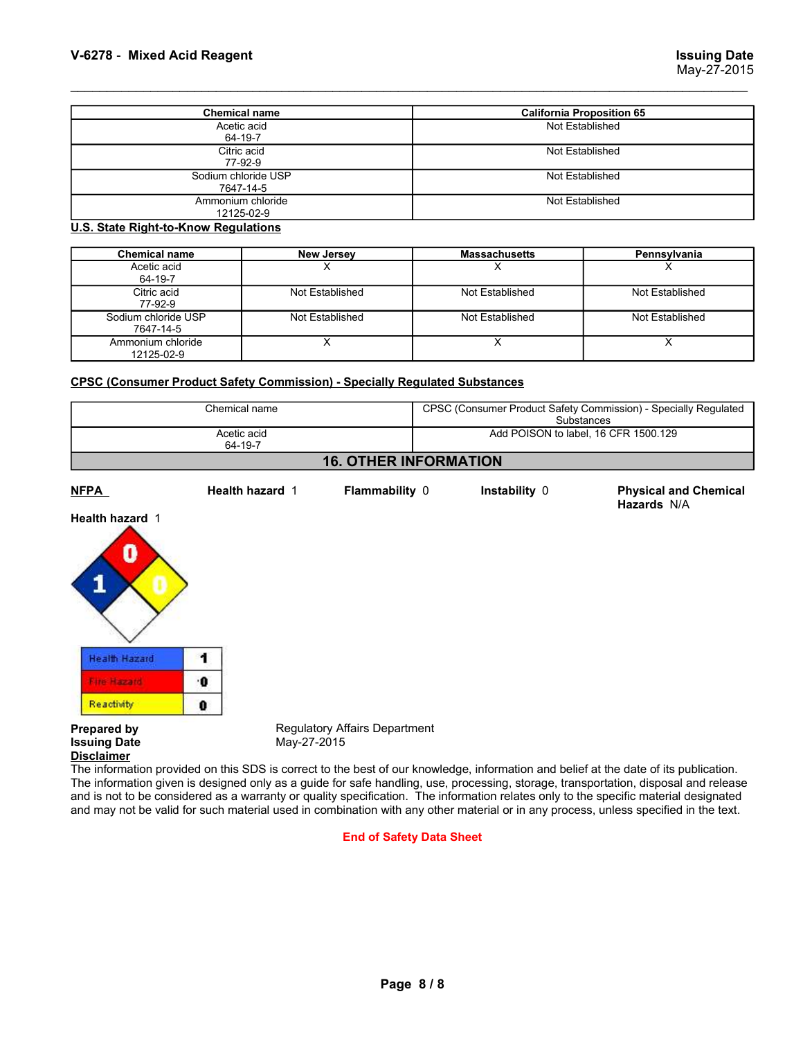| Chemical name | California Proposition 65 |
|---|---|
| Acetic acid 64-19-7 | Not Established |
| Citric acid 77-92-9 | Not Established |
| Sodium chloride USP 7647-14-5 | Not Established |
| Ammonium chloride 12125-02-9 | Not Established |

**U.S. State Right-to-Know Regulations**

| Chemical name | New Jersey | Massachusetts | Pennsylvania |
|---|---|---|---|
| Acetic acid 64-19-7 | X | X | X |
| Citric acid 77-92-9 | Not Established | Not Established | Not Established |
| Sodium chloride USP 7647-14-5 | Not Established | Not Established | Not Established |
| Ammonium chloride 12125-02-9 | X | X | X |

**CPSC (Consumer Product Safety Commission) - Specially Regulated Substances**

| Chemical name | CPSC (Consumer Product Safety Commission) - Specially Regulated Substances |
|---|---|
| Acetic acid 64-19-7 | Add POISON to label, 16 CFR 1500.129 |

## 16. OTHER INFORMATION

**NFPA** **Health hazard** 1 **Flammability** 0 **Instability** 0 **Physical and Chemical Hazards** N/A

**Health hazard** 1

| | |
|---|---|
| Health Hazard | 1 |
| Fire Hazard | 0 |
| Reactivity | 0 |

**Prepared by** Regulatory Affairs Department
**Issuing Date** May-27-2015

**Disclaimer**

The information provided on this SDS is correct to the best of our knowledge, information and belief at the date of its publication. The information given is designed only as a guide for safe handling, use, processing, storage, transportation, disposal and release and is not to be considered as a warranty or quality specification. The information relates only to the specific material designated and may not be valid for such material used in combination with any other material or in any process, unless specified in the text.

**End of Safety Data Sheet**